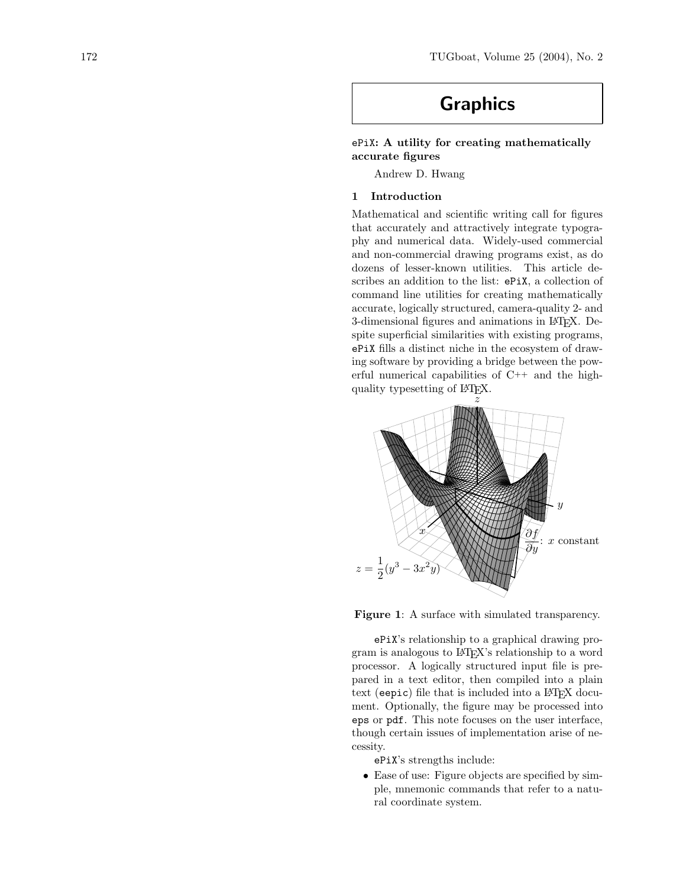# Graphics

## ePiX: A utility for creating mathematically accurate figures

Andrew D. Hwang

### 1 Introduction

Mathematical and scientific writing call for figures that accurately and attractively integrate typography and numerical data. Widely-used commercial and non-commercial drawing programs exist, as do dozens of lesser-known utilities. This article describes an addition to the list: ePiX, a collection of command line utilities for creating mathematically accurate, logically structured, camera-quality 2- and 3-dimensional figures and animations in LaTeX. Despite superficial similarities with existing programs, ePiX fills a distinct niche in the ecosystem of drawing software by providing a bridge between the powerful numerical capabilities of C++ and the high-quality typesetting of LaTeX.

**Figure 1**: A surface with simulated transparency.

ePiX's relationship to a graphical drawing program is analogous to LaTeX's relationship to a word processor. A logically structured input file is prepared in a text editor, then compiled into a plain text (eepic) file that is included into a LaTeX document. Optionally, the figure may be processed into eps or pdf. This note focuses on the user interface, though certain issues of implementation arise of necessity.

ePiX's strengths include:

- Ease of use: Figure objects are specified by simple, mnemonic commands that refer to a natural coordinate system.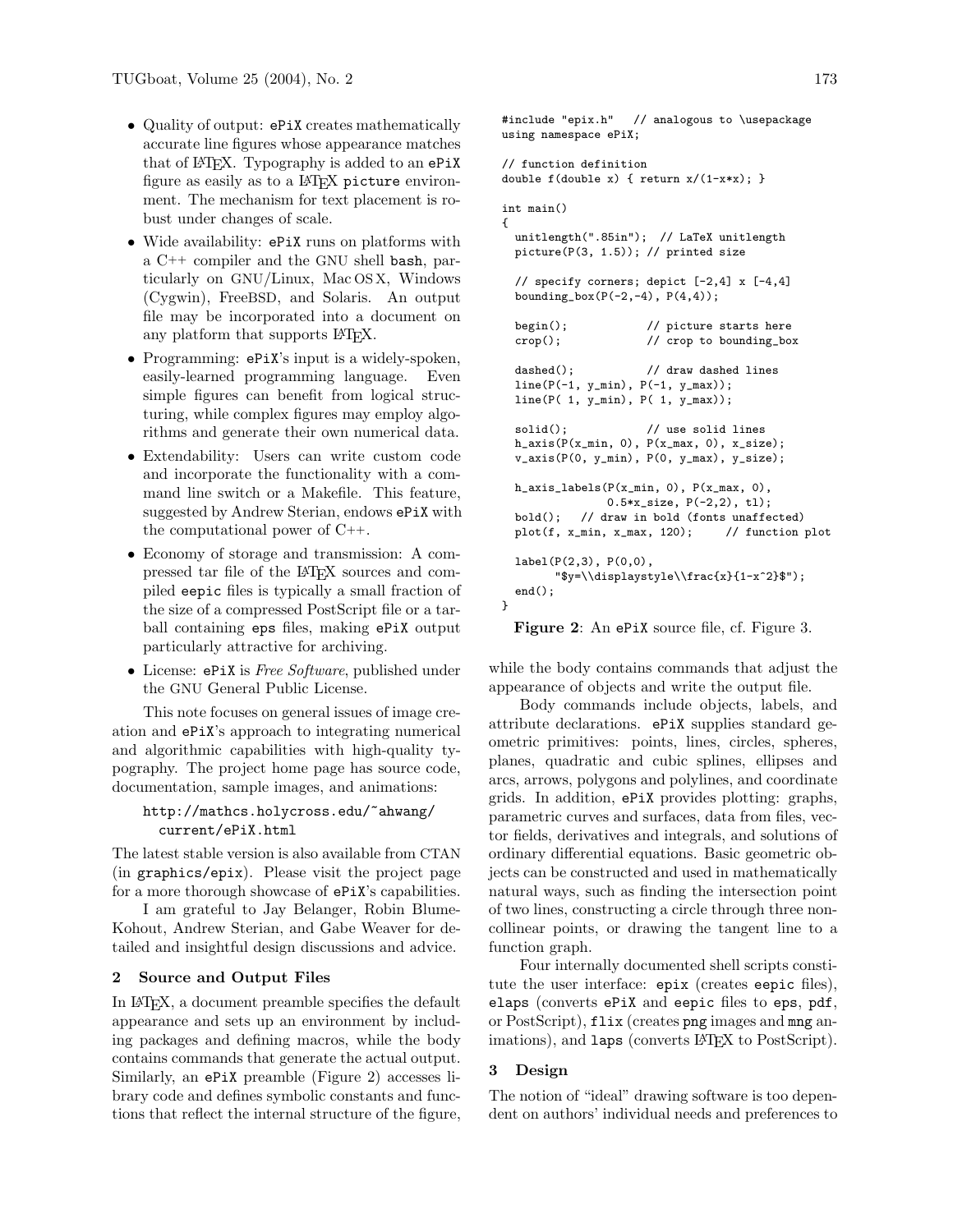- Quality of output: `ePiX` creates mathematically accurate line figures whose appearance matches that of LaTeX. Typography is added to an `ePiX` figure as easily as to a LaTeX `picture` environment. The mechanism for text placement is robust under changes of scale.
- Wide availability: `ePiX` runs on platforms with a C++ compiler and the GNU shell `bash`, particularly on GNU/Linux, Mac OS X, Windows (Cygwin), FreeBSD, and Solaris. An output file may be incorporated into a document on any platform that supports LaTeX.
- Programming: `ePiX`'s input is a widely-spoken, easily-learned programming language. Even simple figures can benefit from logical structuring, while complex figures may employ algorithms and generate their own numerical data.
- Extendability: Users can write custom code and incorporate the functionality with a command line switch or a Makefile. This feature, suggested by Andrew Sterian, endows `ePiX` with the computational power of C++.
- Economy of storage and transmission: A compressed tar file of the LaTeX sources and compiled `eepic` files is typically a small fraction of the size of a compressed PostScript file or a tarball containing `eps` files, making `ePiX` output particularly attractive for archiving.
- License: `ePiX` is *Free Software*, published under the GNU General Public License.

This note focuses on general issues of image creation and `ePiX`'s approach to integrating numerical and algorithmic capabilities with high-quality typography. The project home page has source code, documentation, sample images, and animations:

`http://mathcs.holycross.edu/~ahwang/current/ePiX.html`

The latest stable version is also available from CTAN (in `graphics/epix`). Please visit the project page for a more thorough showcase of `ePiX`'s capabilities.

I am grateful to Jay Belanger, Robin Blume-Kohout, Andrew Sterian, and Gabe Weaver for detailed and insightful design discussions and advice.

## 2 Source and Output Files

In LaTeX, a document preamble specifies the default appearance and sets up an environment by including packages and defining macros, while the body contains commands that generate the actual output. Similarly, an `ePiX` preamble (Figure 2) accesses library code and defines symbolic constants and functions that reflect the internal structure of the figure, while the body contains commands that adjust the appearance of objects and write the output file.

```
#include "epix.h"   // analogous to \usepackage
using namespace ePiX;

// function definition
double f(double x) { return x/(1-x*x); }

int main()
{
  unitlength(".85in");  // LaTeX unitlength
  picture(P(3, 1.5)); // printed size

  // specify corners; depict [-2,4] x [-4,4]
  bounding_box(P(-2,-4), P(4,4));

  begin();             // picture starts here
  crop();              // crop to bounding_box

  dashed();            // draw dashed lines
  line(P(-1, y_min), P(-1, y_max));
  line(P( 1, y_min), P( 1, y_max));

  solid();             // use solid lines
  h_axis(P(x_min, 0), P(x_max, 0), x_size);
  v_axis(P(0, y_min), P(0, y_max), y_size);

  h_axis_labels(P(x_min, 0), P(x_max, 0),
              0.5*x_size, P(-2,2), tl);
  bold();   // draw in bold (fonts unaffected)
  plot(f, x_min, x_max, 120);     // function plot

  label(P(2,3), P(0,0),
        "$y=\\displaystyle\\frac{x}{1-x^2}$");
  end();
}
```

**Figure 2**: An `ePiX` source file, cf. Figure 3.

Body commands include objects, labels, and attribute declarations. `ePiX` supplies standard geometric primitives: points, lines, circles, spheres, planes, quadratic and cubic splines, ellipses and arcs, arrows, polygons and polylines, and coordinate grids. In addition, `ePiX` provides plotting: graphs, parametric curves and surfaces, data from files, vector fields, derivatives and integrals, and solutions of ordinary differential equations. Basic geometric objects can be constructed and used in mathematically natural ways, such as finding the intersection point of two lines, constructing a circle through three noncollinear points, or drawing the tangent line to a function graph.

Four internally documented shell scripts constitute the user interface: `epix` (creates `eepic` files), `elaps` (converts `ePiX` and `eepic` files to `eps`, `pdf`, or PostScript), `flix` (creates `png` images and `mng` animations), and `laps` (converts LaTeX to PostScript).

## 3 Design

The notion of "ideal" drawing software is too dependent on authors' individual needs and preferences to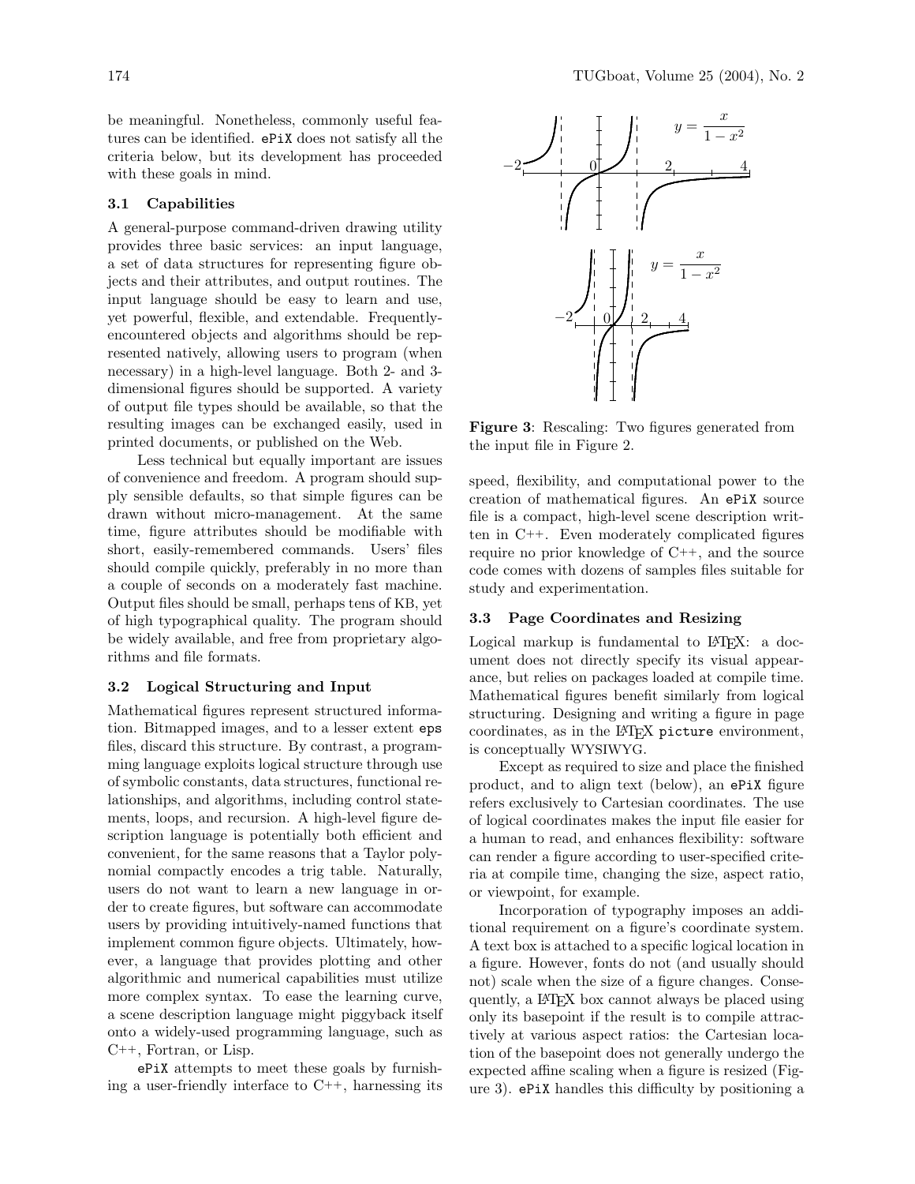be meaningful. Nonetheless, commonly useful features can be identified. ePiX does not satisfy all the criteria below, but its development has proceeded with these goals in mind.

### 3.1 Capabilities

A general-purpose command-driven drawing utility provides three basic services: an input language, a set of data structures for representing figure objects and their attributes, and output routines. The input language should be easy to learn and use, yet powerful, flexible, and extendable. Frequently-encountered objects and algorithms should be represented natively, allowing users to program (when necessary) in a high-level language. Both 2- and 3-dimensional figures should be supported. A variety of output file types should be available, so that the resulting images can be exchanged easily, used in printed documents, or published on the Web.

Less technical but equally important are issues of convenience and freedom. A program should supply sensible defaults, so that simple figures can be drawn without micro-management. At the same time, figure attributes should be modifiable with short, easily-remembered commands. Users' files should compile quickly, preferably in no more than a couple of seconds on a moderately fast machine. Output files should be small, perhaps tens of KB, yet of high typographical quality. The program should be widely available, and free from proprietary algorithms and file formats.

### 3.2 Logical Structuring and Input

Mathematical figures represent structured information. Bitmapped images, and to a lesser extent eps files, discard this structure. By contrast, a programming language exploits logical structure through use of symbolic constants, data structures, functional relationships, and algorithms, including control statements, loops, and recursion. A high-level figure description language is potentially both efficient and convenient, for the same reasons that a Taylor polynomial compactly encodes a trig table. Naturally, users do not want to learn a new language in order to create figures, but software can accommodate users by providing intuitively-named functions that implement common figure objects. Ultimately, however, a language that provides plotting and other algorithmic and numerical capabilities must utilize more complex syntax. To ease the learning curve, a scene description language might piggyback itself onto a widely-used programming language, such as C++, Fortran, or Lisp.

ePiX attempts to meet these goals by furnishing a user-friendly interface to C++, harnessing its speed, flexibility, and computational power to the creation of mathematical figures. An ePiX source file is a compact, high-level scene description written in C++. Even moderately complicated figures require no prior knowledge of C++, and the source code comes with dozens of samples files suitable for study and experimentation.

**Figure 3**: Rescaling: Two figures generated from the input file in Figure 2.

### 3.3 Page Coordinates and Resizing

Logical markup is fundamental to LaTeX: a document does not directly specify its visual appearance, but relies on packages loaded at compile time. Mathematical figures benefit similarly from logical structuring. Designing and writing a figure in page coordinates, as in the LaTeX picture environment, is conceptually WYSIWYG.

Except as required to size and place the finished product, and to align text (below), an ePiX figure refers exclusively to Cartesian coordinates. The use of logical coordinates makes the input file easier for a human to read, and enhances flexibility: software can render a figure according to user-specified criteria at compile time, changing the size, aspect ratio, or viewpoint, for example.

Incorporation of typography imposes an additional requirement on a figure's coordinate system. A text box is attached to a specific logical location in a figure. However, fonts do not (and usually should not) scale when the size of a figure changes. Consequently, a LaTeX box cannot always be placed using only its basepoint if the result is to compile attractively at various aspect ratios: the Cartesian location of the basepoint does not generally undergo the expected affine scaling when a figure is resized (Figure 3). ePiX handles this difficulty by positioning a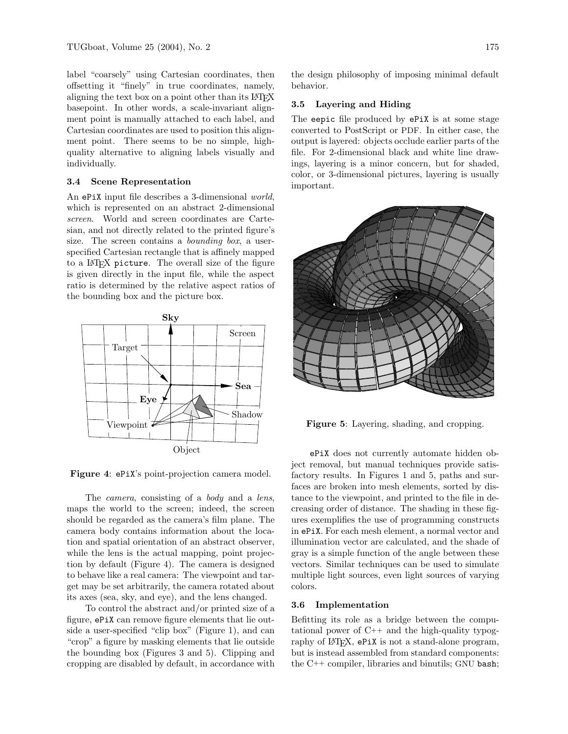label "coarsely" using Cartesian coordinates, then offsetting it "finely" in true coordinates, namely, aligning the text box on a point other than its LaTeX basepoint. In other words, a scale-invariant alignment point is manually attached to each label, and Cartesian coordinates are used to position this alignment point. There seems to be no simple, high-quality alternative to aligning labels visually and individually.

### 3.4 Scene Representation

An `ePiX` input file describes a 3-dimensional *world*, which is represented on an abstract 2-dimensional *screen*. World and screen coordinates are Cartesian, and not directly related to the printed figure's size. The screen contains a *bounding box*, a user-specified Cartesian rectangle that is affinely mapped to a LaTeX `picture`. The overall size of the figure is given directly in the input file, while the aspect ratio is determined by the relative aspect ratios of the bounding box and the picture box.

**Figure 4**: `ePiX`'s point-projection camera model.

The *camera*, consisting of a *body* and a *lens*, maps the world to the screen; indeed, the screen should be regarded as the camera's film plane. The camera body contains information about the location and spatial orientation of an abstract observer, while the lens is the actual mapping, point projection by default (Figure 4). The camera is designed to behave like a real camera: The viewpoint and target may be set arbitrarily, the camera rotated about its axes (sea, sky, and eye), and the lens changed.

To control the abstract and/or printed size of a figure, `ePiX` can remove figure elements that lie outside a user-specified "clip box" (Figure 1), and can "crop" a figure by masking elements that lie outside the bounding box (Figures 3 and 5). Clipping and cropping are disabled by default, in accordance with the design philosophy of imposing minimal default behavior.

### 3.5 Layering and Hiding

The `eepic` file produced by `ePiX` is at some stage converted to PostScript or PDF. In either case, the output is layered: objects occlude earlier parts of the file. For 2-dimensional black and white line drawings, layering is a minor concern, but for shaded, color, or 3-dimensional pictures, layering is usually important.

**Figure 5**: Layering, shading, and cropping.

`ePiX` does not currently automate hidden object removal, but manual techniques provide satisfactory results. In Figures 1 and 5, paths and surfaces are broken into mesh elements, sorted by distance to the viewpoint, and printed to the file in decreasing order of distance. The shading in these figures exemplifies the use of programming constructs in `ePiX`. For each mesh element, a normal vector and illumination vector are calculated, and the shade of gray is a simple function of the angle between these vectors. Similar techniques can be used to simulate multiple light sources, even light sources of varying colors.

### 3.6 Implementation

Befitting its role as a bridge between the computational power of C++ and the high-quality typography of LaTeX, `ePiX` is not a stand-alone program, but is instead assembled from standard components: the C++ compiler, libraries and binutils; GNU `bash`;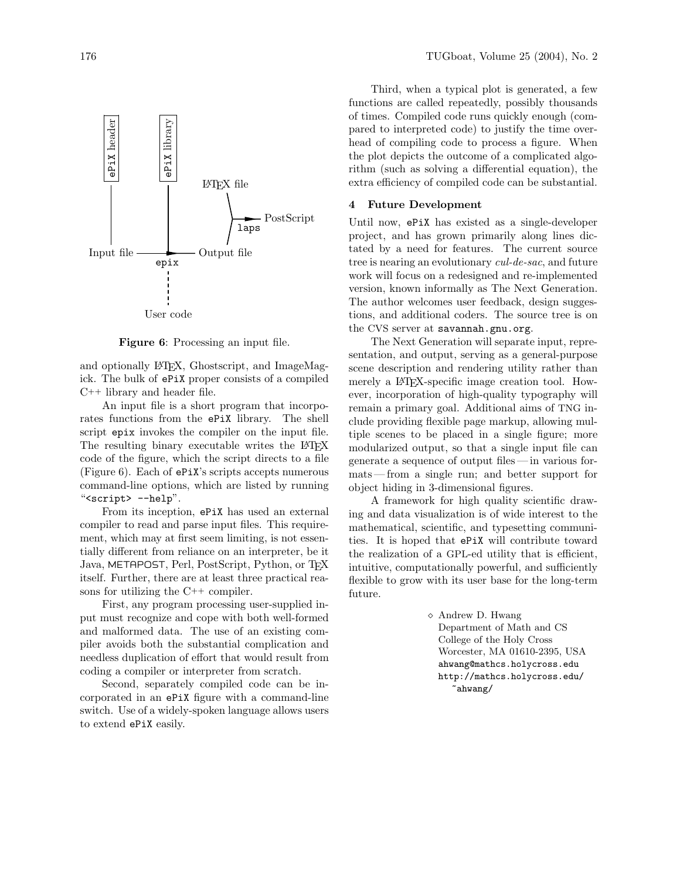ePiX header

ePiX library

LaTeX file

PostScript

laps

Input file

epix

Output file

User code

**Figure 6**: Processing an input file.

and optionally LaTeX, Ghostscript, and ImageMagick. The bulk of ePiX proper consists of a compiled C++ library and header file.

An input file is a short program that incorporates functions from the ePiX library. The shell script epix invokes the compiler on the input file. The resulting binary executable writes the LaTeX code of the figure, which the script directs to a file (Figure 6). Each of ePiX's scripts accepts numerous command-line options, which are listed by running "`<script> --help`".

From its inception, ePiX has used an external compiler to read and parse input files. This requirement, which may at first seem limiting, is not essentially different from reliance on an interpreter, be it Java, METAPOST, Perl, PostScript, Python, or TeX itself. Further, there are at least three practical reasons for utilizing the C++ compiler.

First, any program processing user-supplied input must recognize and cope with both well-formed and malformed data. The use of an existing compiler avoids both the substantial complication and needless duplication of effort that would result from coding a compiler or interpreter from scratch.

Second, separately compiled code can be incorporated in an ePiX figure with a command-line switch. Use of a widely-spoken language allows users to extend ePiX easily.

Third, when a typical plot is generated, a few functions are called repeatedly, possibly thousands of times. Compiled code runs quickly enough (compared to interpreted code) to justify the time overhead of compiling code to process a figure. When the plot depicts the outcome of a complicated algorithm (such as solving a differential equation), the extra efficiency of compiled code can be substantial.

## 4 Future Development

Until now, ePiX has existed as a single-developer project, and has grown primarily along lines dictated by a need for features. The current source tree is nearing an evolutionary *cul-de-sac*, and future work will focus on a redesigned and re-implemented version, known informally as The Next Generation. The author welcomes user feedback, design suggestions, and additional coders. The source tree is on the CVS server at `savannah.gnu.org`.

The Next Generation will separate input, representation, and output, serving as a general-purpose scene description and rendering utility rather than merely a LaTeX-specific image creation tool. However, incorporation of high-quality typography will remain a primary goal. Additional aims of TNG include providing flexible page markup, allowing multiple scenes to be placed in a single figure; more modularized output, so that a single input file can generate a sequence of output files — in various formats — from a single run; and better support for object hiding in 3-dimensional figures.

A framework for high quality scientific drawing and data visualization is of wide interest to the mathematical, scientific, and typesetting communities. It is hoped that ePiX will contribute toward the realization of a GPL-ed utility that is efficient, intuitive, computationally powerful, and sufficiently flexible to grow with its user base for the long-term future.

◇ Andrew D. Hwang
Department of Math and CS
College of the Holy Cross
Worcester, MA 01610-2395, USA
`ahwang@mathcs.holycross.edu`
`http://mathcs.holycross.edu/~ahwang/`